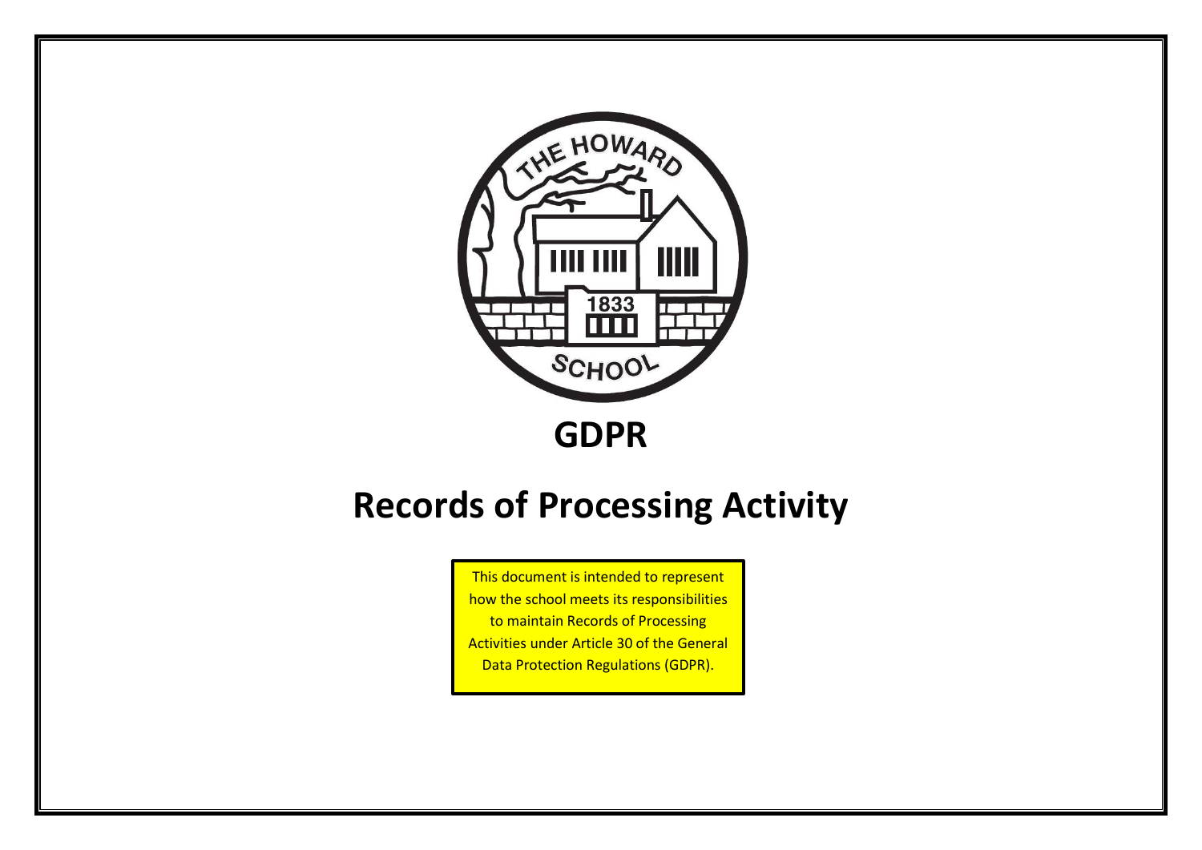# GDPR

# Records of Processing Activity

This document is intended to represent how the school meets its responsibilities to maintain Records of Processing Activities under Article 30 of the General Data Protection Regulations (GDPR).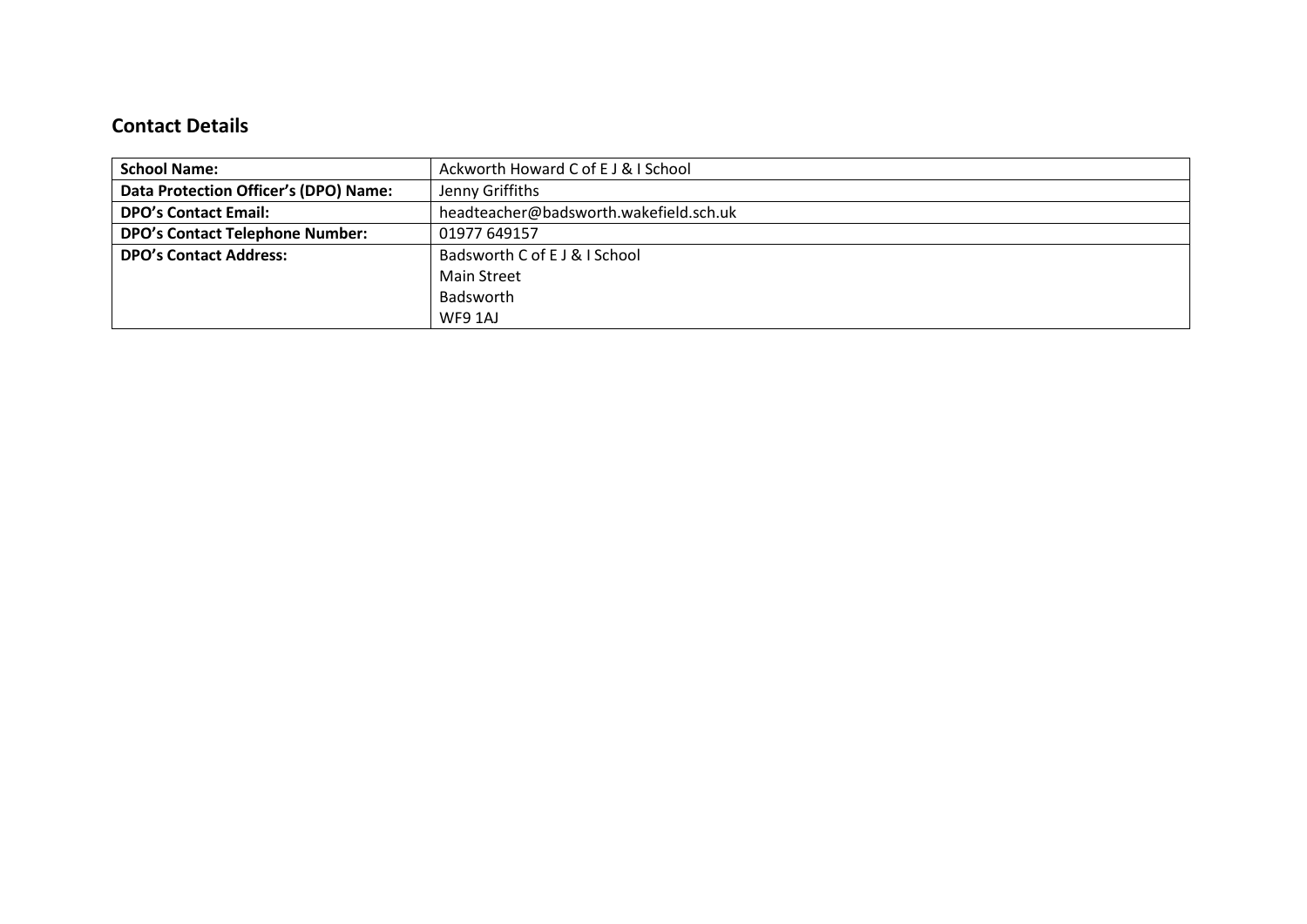## Contact Details

| | |
|---|---|
| **School Name:** | Ackworth Howard C of E J & I School |
| **Data Protection Officer's (DPO) Name:** | Jenny Griffiths |
| **DPO's Contact Email:** | headteacher@badsworth.wakefield.sch.uk |
| **DPO's Contact Telephone Number:** | 01977 649157 |
| **DPO's Contact Address:** | Badsworth C of E J & I School<br>Main Street<br>Badsworth<br>WF9 1AJ |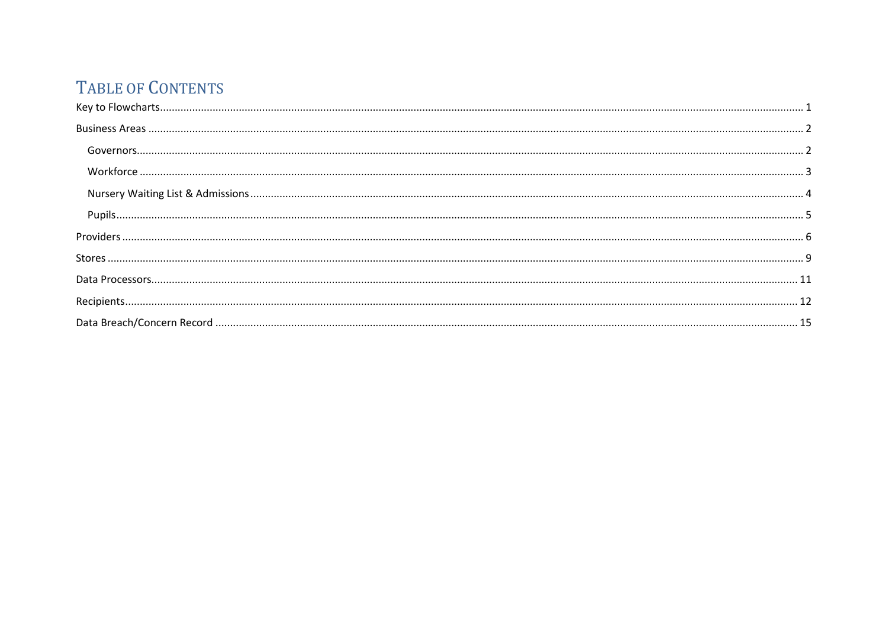# Table of Contents

- Key to Flowcharts 1
- Business Areas 2
  - Governors 2
  - Workforce 3
  - Nursery Waiting List & Admissions 4
  - Pupils 5
- Providers 6
- Stores 9
- Data Processors 11
- Recipients 12
- Data Breach/Concern Record 15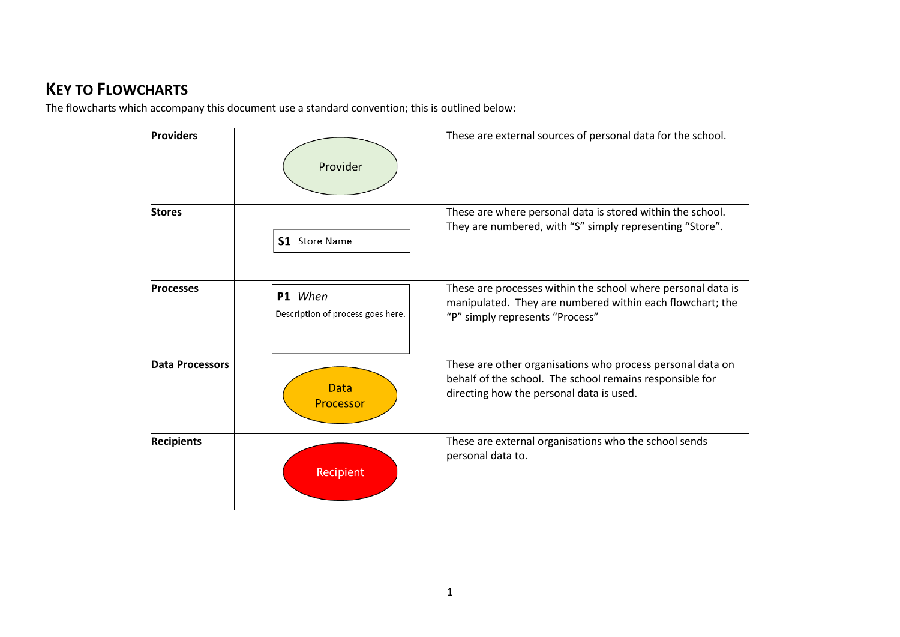## KEY TO FLOWCHARTS

The flowcharts which accompany this document use a standard convention; this is outlined below:

| | | |
|---|---|---|
| **Providers** | Provider | These are external sources of personal data for the school. |
| **Stores** | **S1** Store Name | These are where personal data is stored within the school. They are numbered, with "S" simply representing "Store". |
| **Processes** | **P1** *When* Description of process goes here. | These are processes within the school where personal data is manipulated. They are numbered within each flowchart; the "P" simply represents "Process" |
| **Data Processors** | Data Processor | These are other organisations who process personal data on behalf of the school. The school remains responsible for directing how the personal data is used. |
| **Recipients** | Recipient | These are external organisations who the school sends personal data to. |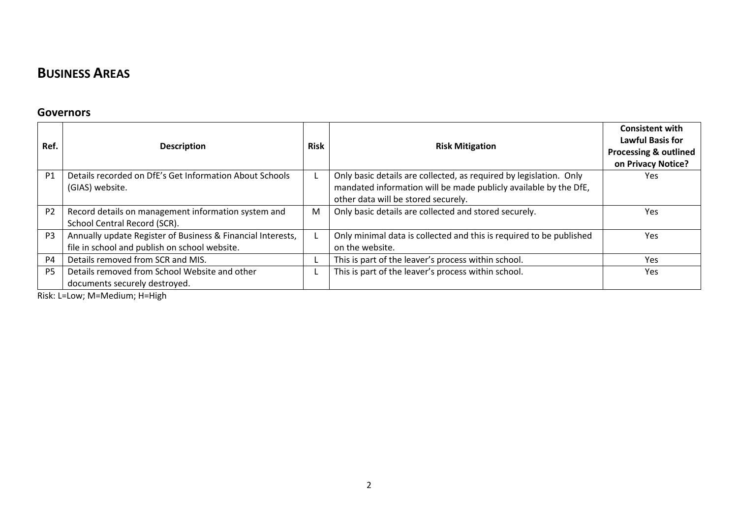# Business Areas

## Governors

| Ref. | Description | Risk | Risk Mitigation | Consistent with Lawful Basis for Processing & outlined on Privacy Notice? |
|---|---|---|---|---|
| P1 | Details recorded on DfE's Get Information About Schools (GIAS) website. | L | Only basic details are collected, as required by legislation. Only mandated information will be made publicly available by the DfE, other data will be stored securely. | Yes |
| P2 | Record details on management information system and School Central Record (SCR). | M | Only basic details are collected and stored securely. | Yes |
| P3 | Annually update Register of Business & Financial Interests, file in school and publish on school website. | L | Only minimal data is collected and this is required to be published on the website. | Yes |
| P4 | Details removed from SCR and MIS. | L | This is part of the leaver's process within school. | Yes |
| P5 | Details removed from School Website and other documents securely destroyed. | L | This is part of the leaver's process within school. | Yes |

Risk: L=Low; M=Medium; H=High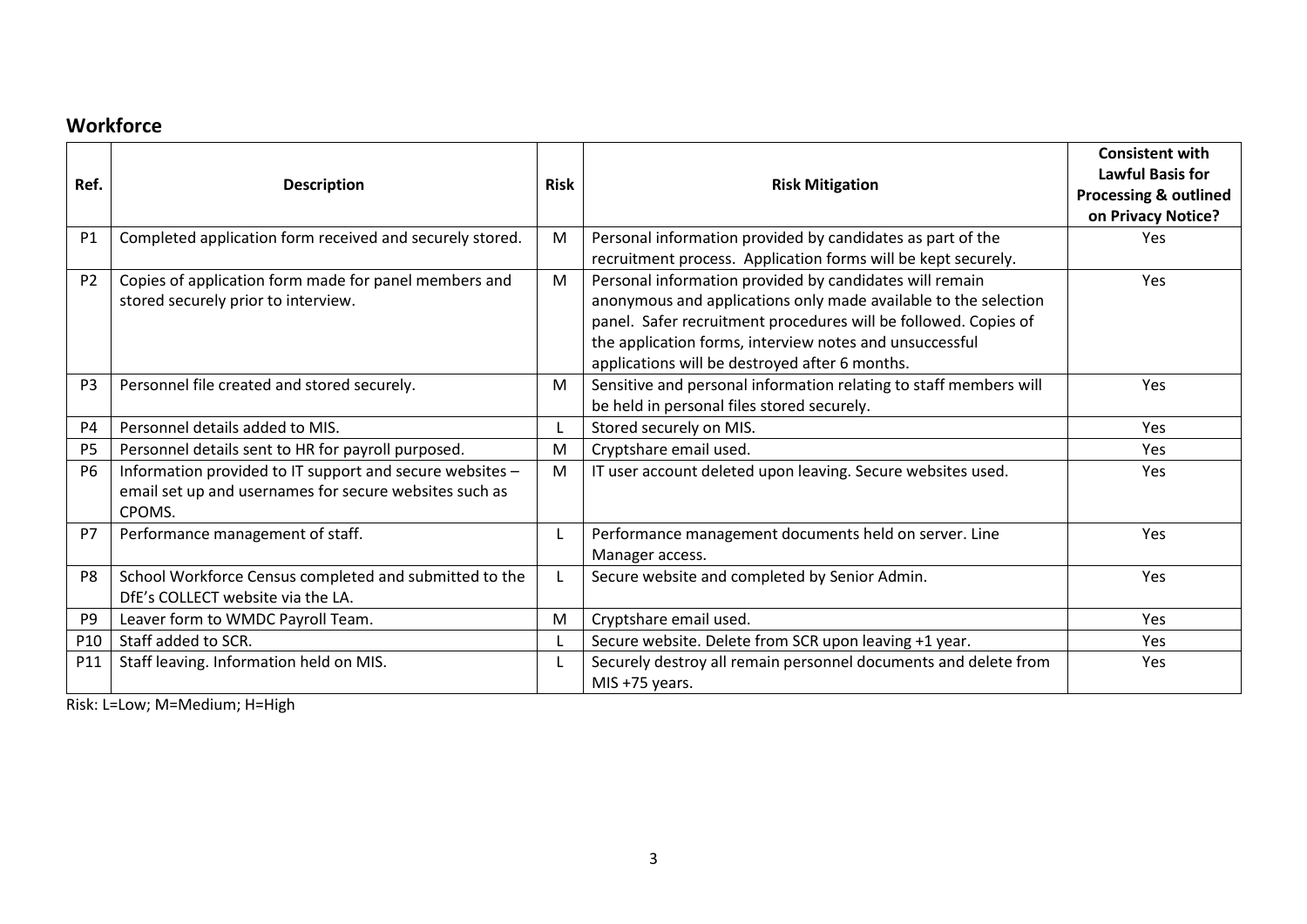## Workforce

| Ref. | Description | Risk | Risk Mitigation | Consistent with Lawful Basis for Processing & outlined on Privacy Notice? |
|---|---|---|---|---|
| P1 | Completed application form received and securely stored. | M | Personal information provided by candidates as part of the recruitment process. Application forms will be kept securely. | Yes |
| P2 | Copies of application form made for panel members and stored securely prior to interview. | M | Personal information provided by candidates will remain anonymous and applications only made available to the selection panel. Safer recruitment procedures will be followed. Copies of the application forms, interview notes and unsuccessful applications will be destroyed after 6 months. | Yes |
| P3 | Personnel file created and stored securely. | M | Sensitive and personal information relating to staff members will be held in personal files stored securely. | Yes |
| P4 | Personnel details added to MIS. | L | Stored securely on MIS. | Yes |
| P5 | Personnel details sent to HR for payroll purposed. | M | Cryptshare email used. | Yes |
| P6 | Information provided to IT support and secure websites – email set up and usernames for secure websites such as CPOMS. | M | IT user account deleted upon leaving. Secure websites used. | Yes |
| P7 | Performance management of staff. | L | Performance management documents held on server. Line Manager access. | Yes |
| P8 | School Workforce Census completed and submitted to the DfE's COLLECT website via the LA. | L | Secure website and completed by Senior Admin. | Yes |
| P9 | Leaver form to WMDC Payroll Team. | M | Cryptshare email used. | Yes |
| P10 | Staff added to SCR. | L | Secure website. Delete from SCR upon leaving +1 year. | Yes |
| P11 | Staff leaving. Information held on MIS. | L | Securely destroy all remain personnel documents and delete from MIS +75 years. | Yes |

Risk: L=Low; M=Medium; H=High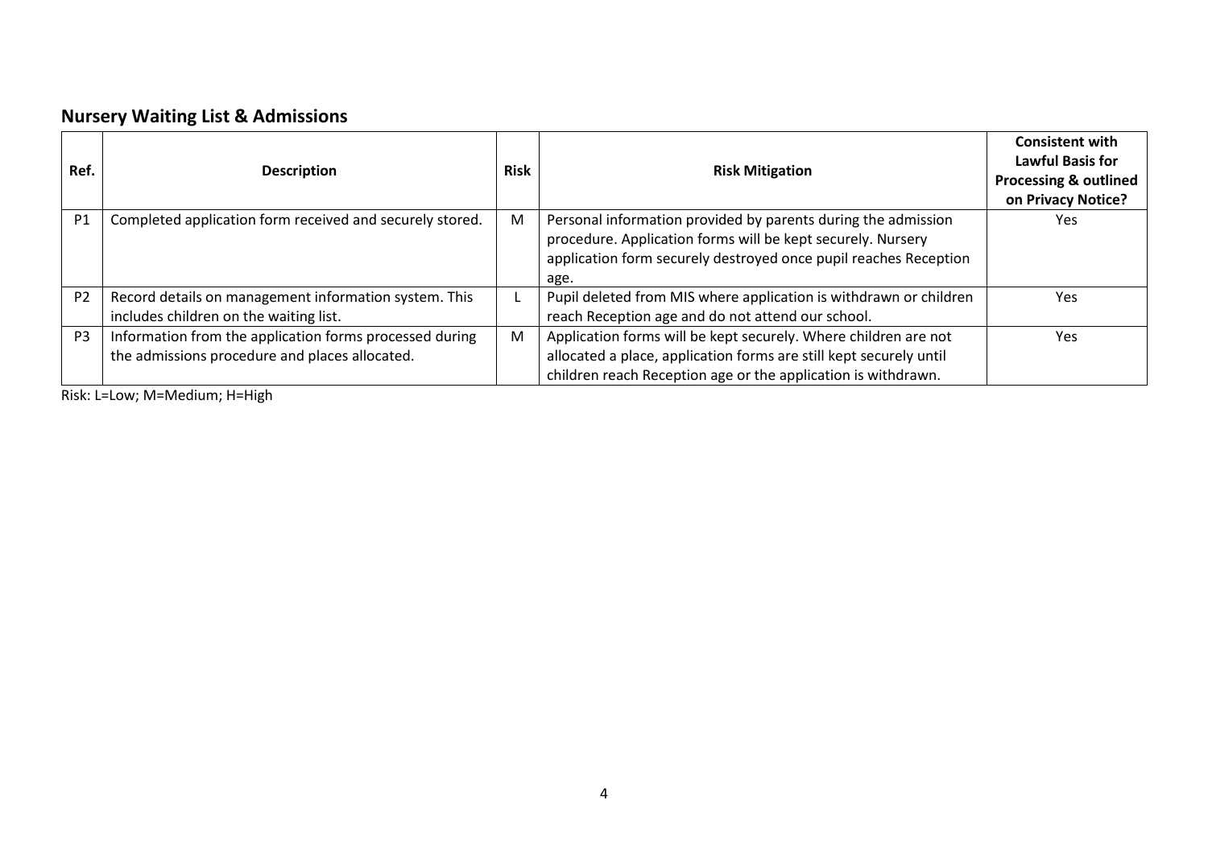## Nursery Waiting List & Admissions

| Ref. | Description | Risk | Risk Mitigation | Consistent with Lawful Basis for Processing & outlined on Privacy Notice? |
|---|---|---|---|---|
| P1 | Completed application form received and securely stored. | M | Personal information provided by parents during the admission procedure. Application forms will be kept securely. Nursery application form securely destroyed once pupil reaches Reception age. | Yes |
| P2 | Record details on management information system. This includes children on the waiting list. | L | Pupil deleted from MIS where application is withdrawn or children reach Reception age and do not attend our school. | Yes |
| P3 | Information from the application forms processed during the admissions procedure and places allocated. | M | Application forms will be kept securely. Where children are not allocated a place, application forms are still kept securely until children reach Reception age or the application is withdrawn. | Yes |

Risk: L=Low; M=Medium; H=High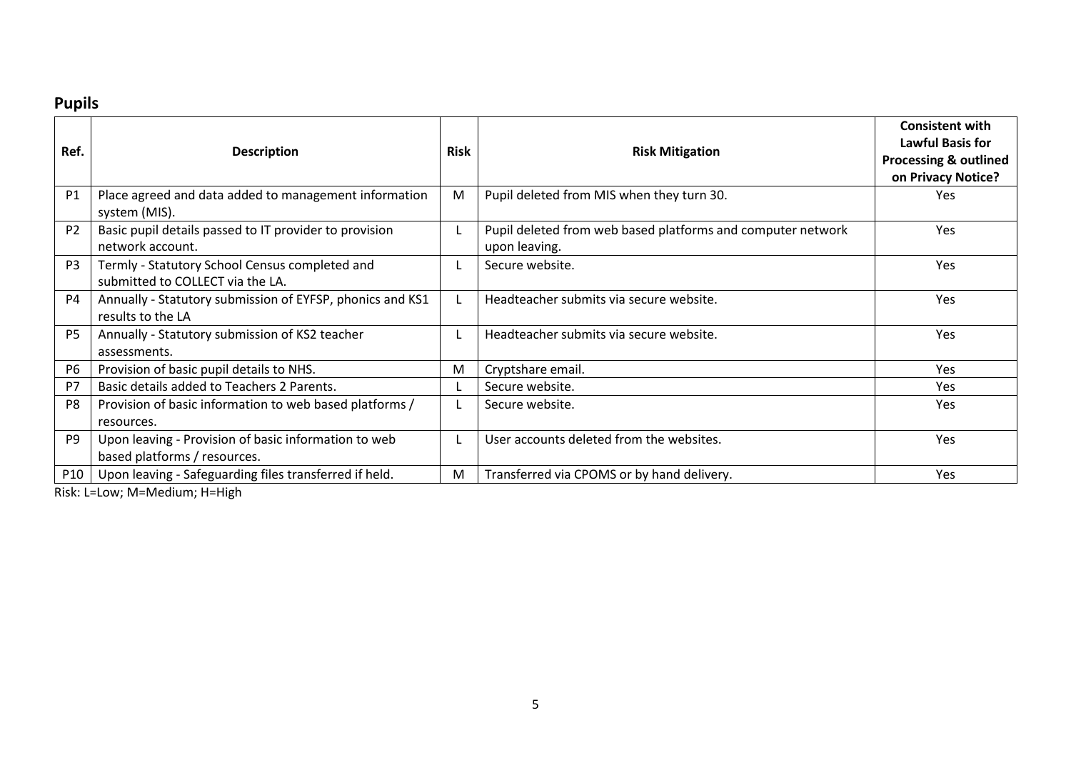## Pupils

| Ref. | Description | Risk | Risk Mitigation | Consistent with Lawful Basis for Processing & outlined on Privacy Notice? |
|---|---|---|---|---|
| P1 | Place agreed and data added to management information system (MIS). | M | Pupil deleted from MIS when they turn 30. | Yes |
| P2 | Basic pupil details passed to IT provider to provision network account. | L | Pupil deleted from web based platforms and computer network upon leaving. | Yes |
| P3 | Termly - Statutory School Census completed and submitted to COLLECT via the LA. | L | Secure website. | Yes |
| P4 | Annually - Statutory submission of EYFSP, phonics and KS1 results to the LA | L | Headteacher submits via secure website. | Yes |
| P5 | Annually - Statutory submission of KS2 teacher assessments. | L | Headteacher submits via secure website. | Yes |
| P6 | Provision of basic pupil details to NHS. | M | Cryptshare email. | Yes |
| P7 | Basic details added to Teachers 2 Parents. | L | Secure website. | Yes |
| P8 | Provision of basic information to web based platforms / resources. | L | Secure website. | Yes |
| P9 | Upon leaving - Provision of basic information to web based platforms / resources. | L | User accounts deleted from the websites. | Yes |
| P10 | Upon leaving - Safeguarding files transferred if held. | M | Transferred via CPOMS or by hand delivery. | Yes |

Risk: L=Low; M=Medium; H=High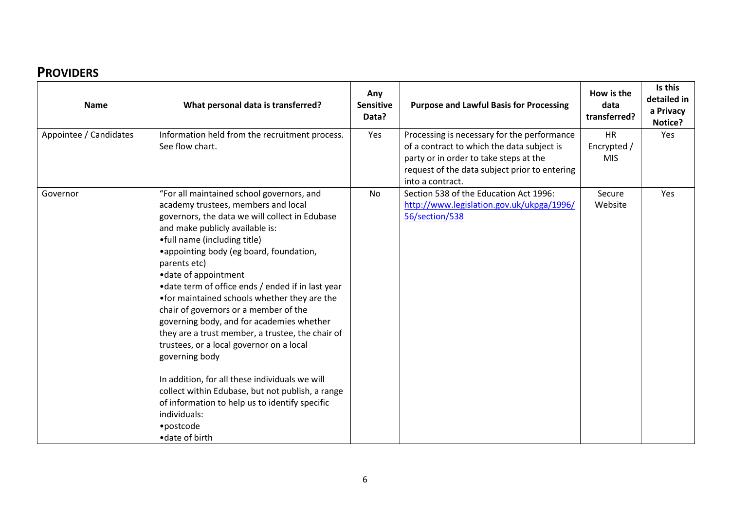## PROVIDERS

| Name | What personal data is transferred? | Any Sensitive Data? | Purpose and Lawful Basis for Processing | How is the data transferred? | Is this detailed in a Privacy Notice? |
|---|---|---|---|---|---|
| Appointee / Candidates | Information held from the recruitment process. See flow chart. | Yes | Processing is necessary for the performance of a contract to which the data subject is party or in order to take steps at the request of the data subject prior to entering into a contract. | HR Encrypted / MIS | Yes |
| Governor | "For all maintained school governors, and academy trustees, members and local governors, the data we will collect in Edubase and make publicly available is:<br>•full name (including title)<br>•appointing body (eg board, foundation, parents etc)<br>•date of appointment<br>•date term of office ends / ended if in last year<br>•for maintained schools whether they are the chair of governors or a member of the governing body, and for academies whether they are a trust member, a trustee, the chair of trustees, or a local governor on a local governing body<br><br>In addition, for all these individuals we will collect within Edubase, but not publish, a range of information to help us to identify specific individuals:<br>•postcode<br>•date of birth | No | Section 538 of the Education Act 1996: [http://www.legislation.gov.uk/ukpga/1996/56/section/538](http://www.legislation.gov.uk/ukpga/1996/56/section/538) | Secure Website | Yes |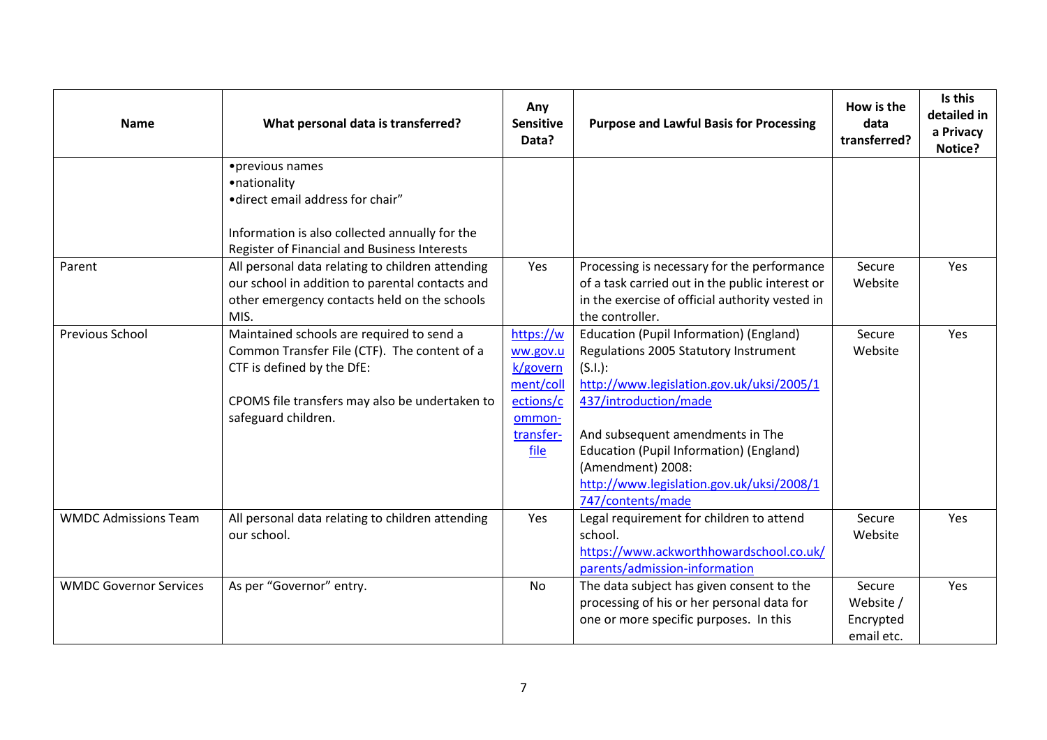| Name | What personal data is transferred? | Any Sensitive Data? | Purpose and Lawful Basis for Processing | How is the data transferred? | Is this detailed in a Privacy Notice? |
|---|---|---|---|---|---|
| | •previous names<br>•nationality<br>•direct email address for chair"<br><br>Information is also collected annually for the Register of Financial and Business Interests | | | | |
| Parent | All personal data relating to children attending our school in addition to parental contacts and other emergency contacts held on the schools MIS. | Yes | Processing is necessary for the performance of a task carried out in the public interest or in the exercise of official authority vested in the controller. | Secure Website | Yes |
| Previous School | Maintained schools are required to send a Common Transfer File (CTF). The content of a CTF is defined by the DfE:<br><br>CPOMS file transfers may also be undertaken to safeguard children. | https://www.gov.uk/government/collections/common-transfer-file | Education (Pupil Information) (England) Regulations 2005 Statutory Instrument (S.I.):<br>http://www.legislation.gov.uk/uksi/2005/1437/introduction/made<br><br>And subsequent amendments in The Education (Pupil Information) (England) (Amendment) 2008:<br>http://www.legislation.gov.uk/uksi/2008/1747/contents/made | Secure Website | Yes |
| WMDC Admissions Team | All personal data relating to children attending our school. | Yes | Legal requirement for children to attend school.<br>https://www.ackworthhowardschool.co.uk/parents/admission-information | Secure Website | Yes |
| WMDC Governor Services | As per "Governor" entry. | No | The data subject has given consent to the processing of his or her personal data for one or more specific purposes. In this | Secure Website / Encrypted email etc. | Yes |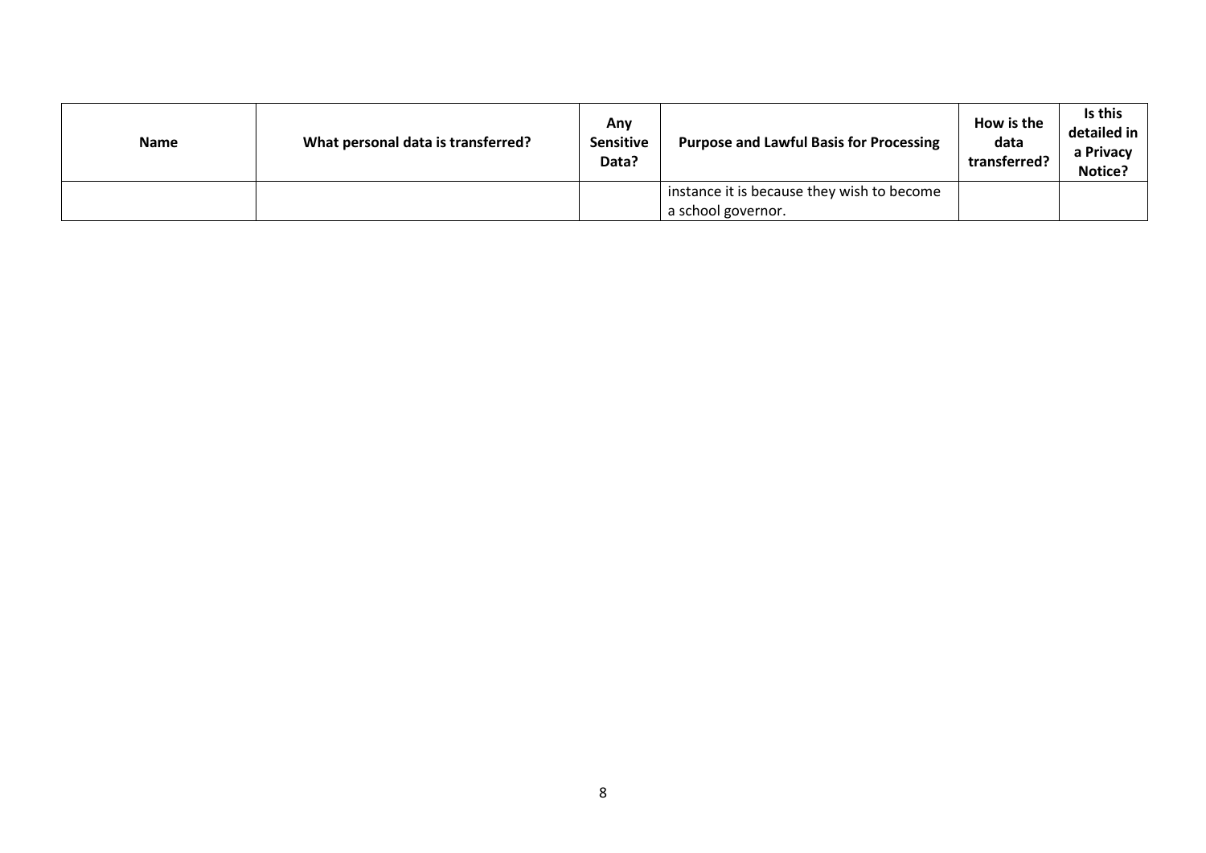| Name | What personal data is transferred? | Any Sensitive Data? | Purpose and Lawful Basis for Processing | How is the data transferred? | Is this detailed in a Privacy Notice? |
|---|---|---|---|---|---|
| | | | instance it is because they wish to become a school governor. | | |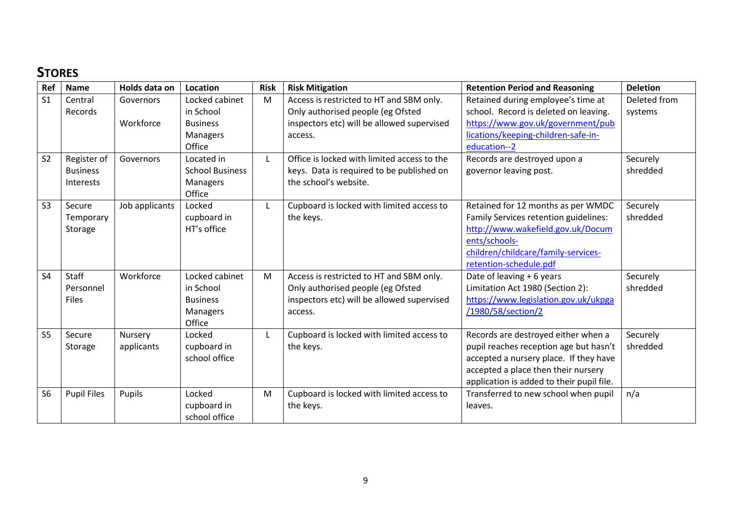## STORES

| Ref | Name | Holds data on | Location | Risk | Risk Mitigation | Retention Period and Reasoning | Deletion |
|---|---|---|---|---|---|---|---|
| S1 | Central Records | Governors<br><br>Workforce | Locked cabinet in School Business Managers Office | M | Access is restricted to HT and SBM only. Only authorised people (eg Ofsted inspectors etc) will be allowed supervised access. | Retained during employee's time at school. Record is deleted on leaving. https://www.gov.uk/government/publications/keeping-children-safe-in-education--2 | Deleted from systems |
| S2 | Register of Business Interests | Governors | Located in School Business Managers Office | L | Office is locked with limited access to the keys. Data is required to be published on the school's website. | Records are destroyed upon a governor leaving post. | Securely shredded |
| S3 | Secure Temporary Storage | Job applicants | Locked cupboard in HT's office | L | Cupboard is locked with limited access to the keys. | Retained for 12 months as per WMDC Family Services retention guidelines: http://www.wakefield.gov.uk/Documents/schools-children/childcare/family-services-retention-schedule.pdf | Securely shredded |
| S4 | Staff Personnel Files | Workforce | Locked cabinet in School Business Managers Office | M | Access is restricted to HT and SBM only. Only authorised people (eg Ofsted inspectors etc) will be allowed supervised access. | Date of leaving + 6 years Limitation Act 1980 (Section 2): https://www.legislation.gov.uk/ukpga/1980/58/section/2 | Securely shredded |
| S5 | Secure Storage | Nursery applicants | Locked cupboard in school office | L | Cupboard is locked with limited access to the keys. | Records are destroyed either when a pupil reaches reception age but hasn't accepted a nursery place. If they have accepted a place then their nursery application is added to their pupil file. | Securely shredded |
| S6 | Pupil Files | Pupils | Locked cupboard in school office | M | Cupboard is locked with limited access to the keys. | Transferred to new school when pupil leaves. | n/a |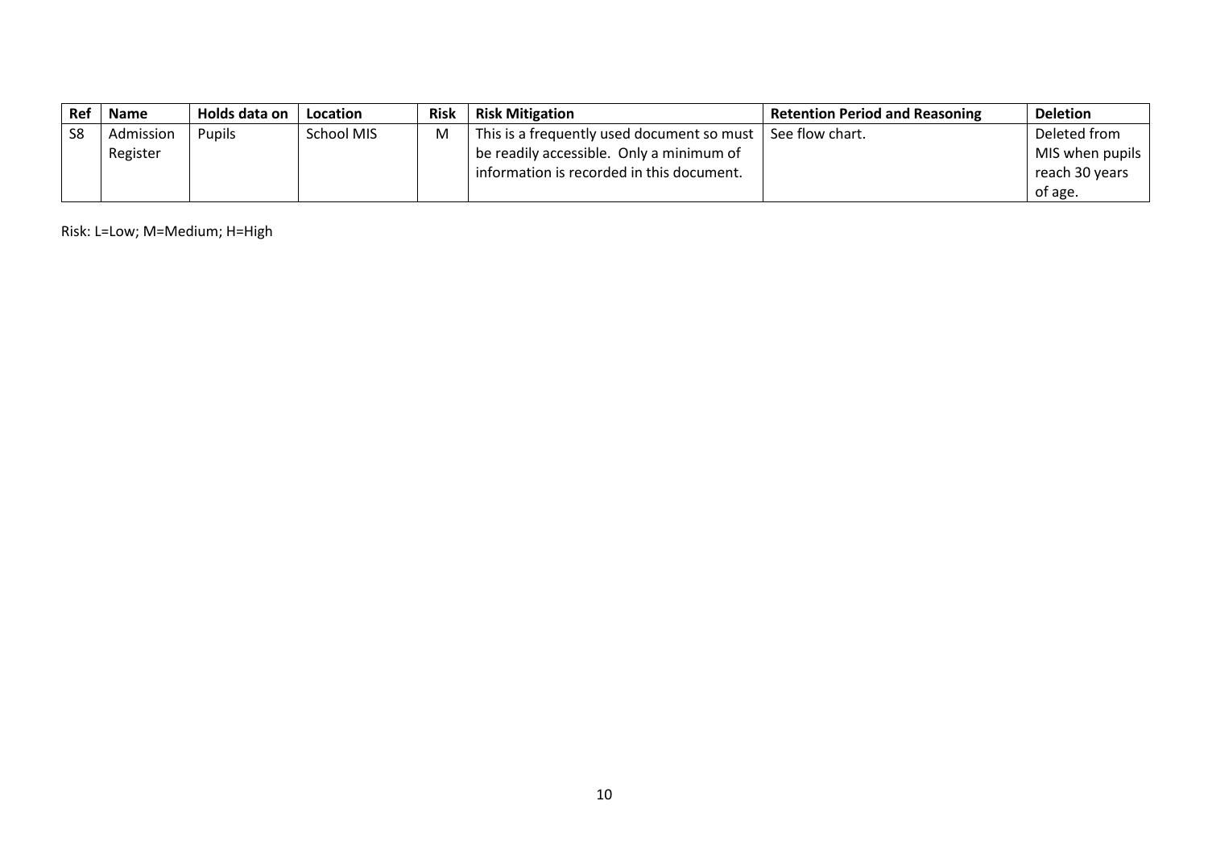| Ref | Name | Holds data on | Location | Risk | Risk Mitigation | Retention Period and Reasoning | Deletion |
|---|---|---|---|---|---|---|---|
| S8 | Admission Register | Pupils | School MIS | M | This is a frequently used document so must be readily accessible. Only a minimum of information is recorded in this document. | See flow chart. | Deleted from MIS when pupils reach 30 years of age. |

Risk: L=Low; M=Medium; H=High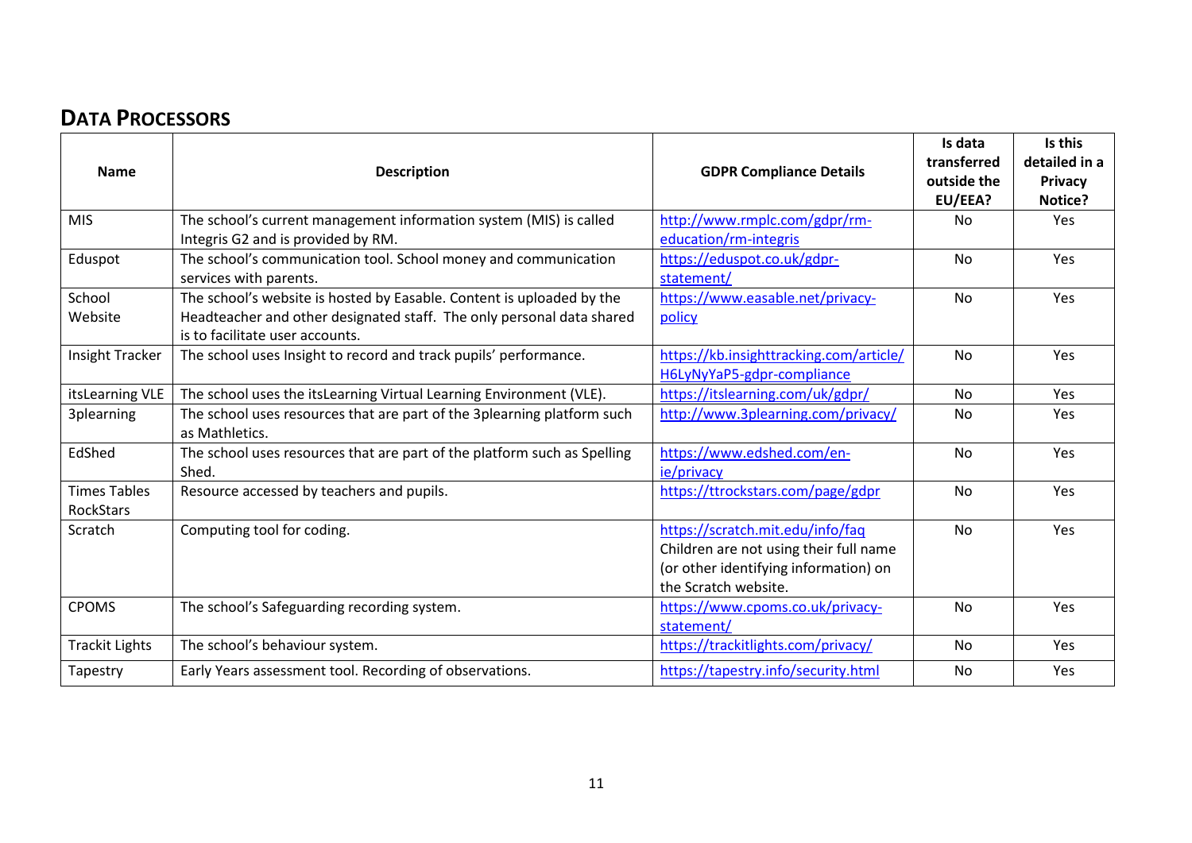## Data Processors

| Name | Description | GDPR Compliance Details | Is data transferred outside the EU/EEA? | Is this detailed in a Privacy Notice? |
|---|---|---|---|---|
| MIS | The school's current management information system (MIS) is called Integris G2 and is provided by RM. | http://www.rmplc.com/gdpr/rm-education/rm-integris | No | Yes |
| Eduspot | The school's communication tool. School money and communication services with parents. | https://eduspot.co.uk/gdpr-statement/ | No | Yes |
| School Website | The school's website is hosted by Easable. Content is uploaded by the Headteacher and other designated staff. The only personal data shared is to facilitate user accounts. | https://www.easable.net/privacy-policy | No | Yes |
| Insight Tracker | The school uses Insight to record and track pupils' performance. | https://kb.insighttracking.com/article/H6LyNyYaP5-gdpr-compliance | No | Yes |
| itsLearning VLE | The school uses the itsLearning Virtual Learning Environment (VLE). | https://itslearning.com/uk/gdpr/ | No | Yes |
| 3plearning | The school uses resources that are part of the 3plearning platform such as Mathletics. | http://www.3plearning.com/privacy/ | No | Yes |
| EdShed | The school uses resources that are part of the platform such as Spelling Shed. | https://www.edshed.com/en-ie/privacy | No | Yes |
| Times Tables RockStars | Resource accessed by teachers and pupils. | https://ttrockstars.com/page/gdpr | No | Yes |
| Scratch | Computing tool for coding. | https://scratch.mit.edu/info/faq Children are not using their full name (or other identifying information) on the Scratch website. | No | Yes |
| CPOMS | The school's Safeguarding recording system. | https://www.cpoms.co.uk/privacy-statement/ | No | Yes |
| Trackit Lights | The school's behaviour system. | https://trackitlights.com/privacy/ | No | Yes |
| Tapestry | Early Years assessment tool. Recording of observations. | https://tapestry.info/security.html | No | Yes |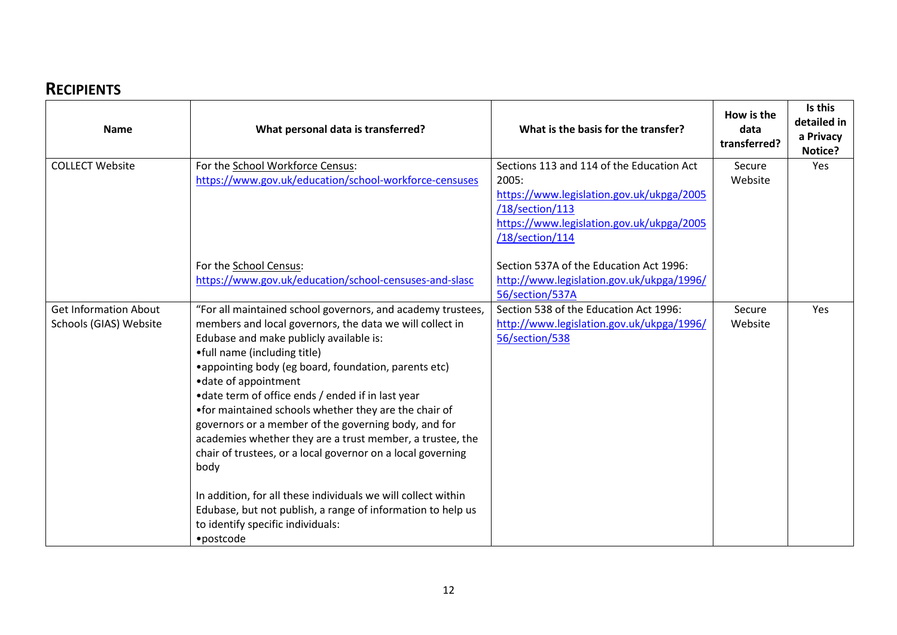## RECIPIENTS

| Name | What personal data is transferred? | What is the basis for the transfer? | How is the data transferred? | Is this detailed in a Privacy Notice? |
|---|---|---|---|---|
| COLLECT Website | For the School Workforce Census: https://www.gov.uk/education/school-workforce-censuses<br><br>For the School Census: https://www.gov.uk/education/school-censuses-and-slasc | Sections 113 and 114 of the Education Act 2005: https://www.legislation.gov.uk/ukpga/2005/18/section/113 https://www.legislation.gov.uk/ukpga/2005/18/section/114<br><br>Section 537A of the Education Act 1996: http://www.legislation.gov.uk/ukpga/1996/56/section/537A | Secure Website | Yes |
| Get Information About Schools (GIAS) Website | "For all maintained school governors, and academy trustees, members and local governors, the data we will collect in Edubase and make publicly available is:<br>•full name (including title)<br>•appointing body (eg board, foundation, parents etc)<br>•date of appointment<br>•date term of office ends / ended if in last year<br>•for maintained schools whether they are the chair of governors or a member of the governing body, and for academies whether they are a trust member, a trustee, the chair of trustees, or a local governor on a local governing body<br><br>In addition, for all these individuals we will collect within Edubase, but not publish, a range of information to help us to identify specific individuals:<br>•postcode | Section 538 of the Education Act 1996: http://www.legislation.gov.uk/ukpga/1996/56/section/538 | Secure Website | Yes |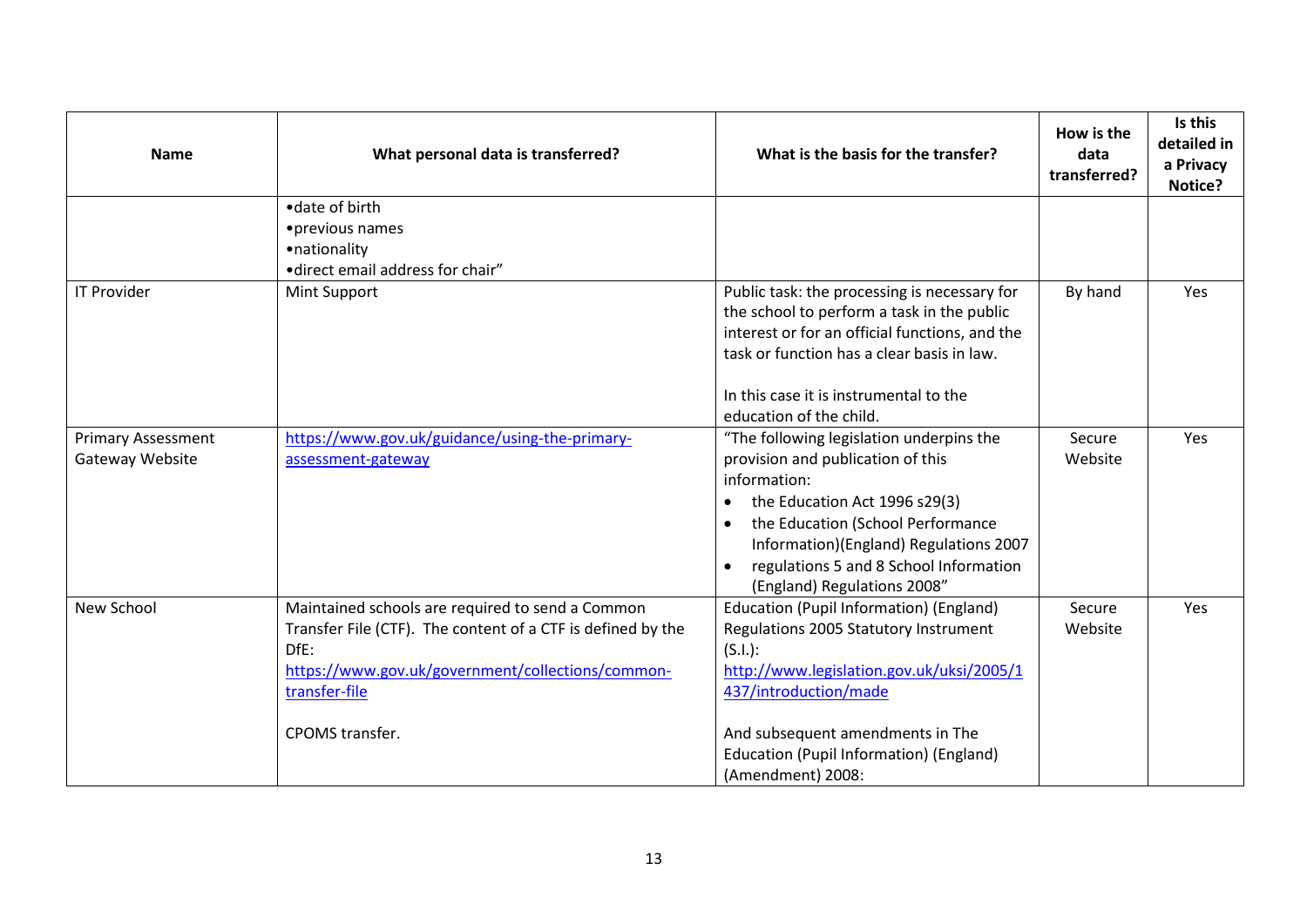| Name | What personal data is transferred? | What is the basis for the transfer? | How is the data transferred? | Is this detailed in a Privacy Notice? |
|---|---|---|---|---|
| | •date of birth<br>•previous names<br>•nationality<br>•direct email address for chair" | | | |
| IT Provider | Mint Support | Public task: the processing is necessary for the school to perform a task in the public interest or for an official functions, and the task or function has a clear basis in law.<br><br>In this case it is instrumental to the education of the child. | By hand | Yes |
| Primary Assessment Gateway Website | https://www.gov.uk/guidance/using-the-primary-assessment-gateway | "The following legislation underpins the provision and publication of this information:<br>• the Education Act 1996 s29(3)<br>• the Education (School Performance Information)(England) Regulations 2007<br>• regulations 5 and 8 School Information (England) Regulations 2008" | Secure Website | Yes |
| New School | Maintained schools are required to send a Common Transfer File (CTF). The content of a CTF is defined by the DfE: https://www.gov.uk/government/collections/common-transfer-file<br><br>CPOMS transfer. | Education (Pupil Information) (England) Regulations 2005 Statutory Instrument (S.I.): http://www.legislation.gov.uk/uksi/2005/1437/introduction/made<br><br>And subsequent amendments in The Education (Pupil Information) (England) (Amendment) 2008: | Secure Website | Yes |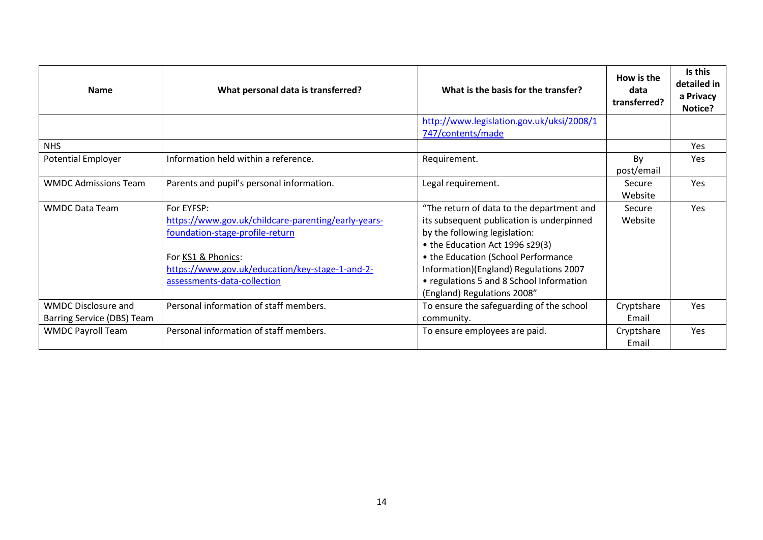| Name | What personal data is transferred? | What is the basis for the transfer? | How is the data transferred? | Is this detailed in a Privacy Notice? |
|---|---|---|---|---|
| | | http://www.legislation.gov.uk/uksi/2008/1747/contents/made | | |
| NHS | | | | Yes |
| Potential Employer | Information held within a reference. | Requirement. | By post/email | Yes |
| WMDC Admissions Team | Parents and pupil's personal information. | Legal requirement. | Secure Website | Yes |
| WMDC Data Team | For EYFSP: https://www.gov.uk/childcare-parenting/early-years-foundation-stage-profile-return<br><br>For KS1 & Phonics: https://www.gov.uk/education/key-stage-1-and-2-assessments-data-collection | "The return of data to the department and its subsequent publication is underpinned by the following legislation:<br>• the Education Act 1996 s29(3)<br>• the Education (School Performance Information)(England) Regulations 2007<br>• regulations 5 and 8 School Information (England) Regulations 2008" | Secure Website | Yes |
| WMDC Disclosure and Barring Service (DBS) Team | Personal information of staff members. | To ensure the safeguarding of the school community. | Cryptshare Email | Yes |
| WMDC Payroll Team | Personal information of staff members. | To ensure employees are paid. | Cryptshare Email | Yes |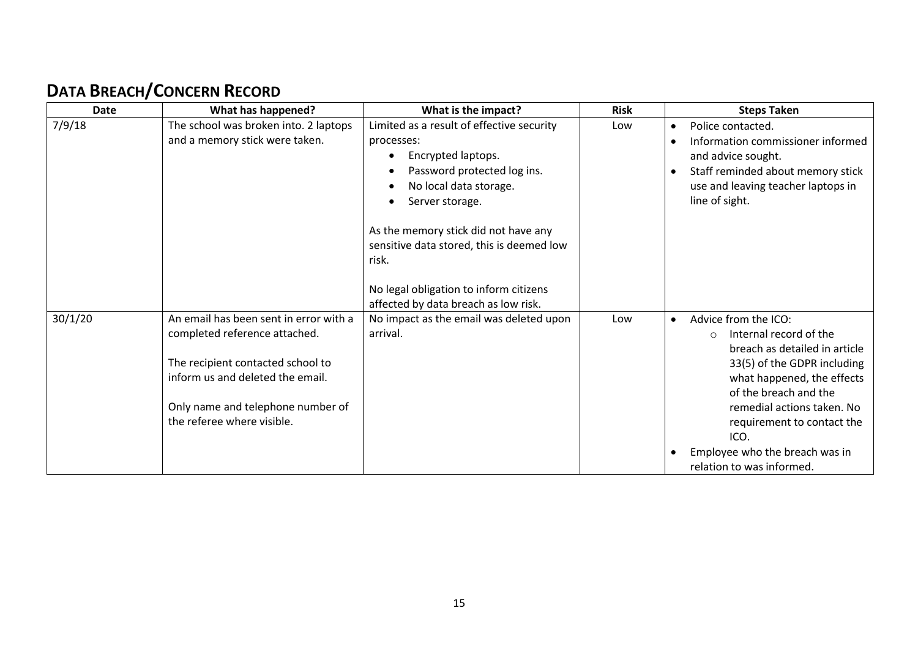# DATA BREACH/CONCERN RECORD

| Date | What has happened? | What is the impact? | Risk | Steps Taken |
|---|---|---|---|---|
| 7/9/18 | The school was broken into. 2 laptops and a memory stick were taken. | Limited as a result of effective security processes:<br>• Encrypted laptops.<br>• Password protected log ins.<br>• No local data storage.<br>• Server storage.<br><br>As the memory stick did not have any sensitive data stored, this is deemed low risk.<br><br>No legal obligation to inform citizens affected by data breach as low risk. | Low | • Police contacted.<br>• Information commissioner informed and advice sought.<br>• Staff reminded about memory stick use and leaving teacher laptops in line of sight. |
| 30/1/20 | An email has been sent in error with a completed reference attached.<br><br>The recipient contacted school to inform us and deleted the email.<br><br>Only name and telephone number of the referee where visible. | No impact as the email was deleted upon arrival. | Low | • Advice from the ICO:<br>  ○ Internal record of the breach as detailed in article 33(5) of the GDPR including what happened, the effects of the breach and the remedial actions taken. No requirement to contact the ICO.<br>• Employee who the breach was in relation to was informed. |